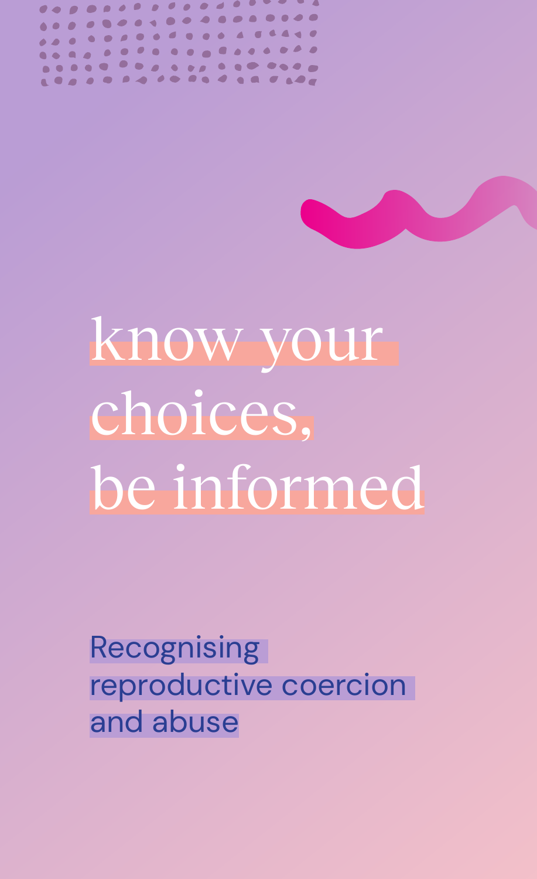# know your choices, be informed

Recognising reproductive coercion and abuse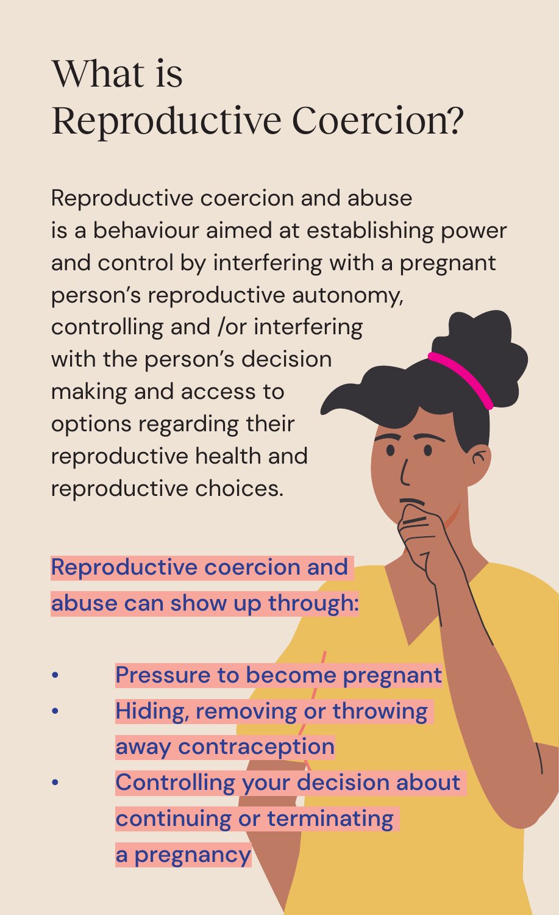# What is Reproductive Coercion?

Reproductive coercion and abuse is a behaviour aimed at establishing power and control by interfering with a pregnant person's reproductive autonomy, controlling and /or interfering with the person's decision making and access to options regarding their reproductive health and reproductive choices.

Reproductive coercion and abuse can show up through:

- Pressure to become pregnant
- Hiding, removing or throwing away contraception
- Controlling your decision about continuing or terminating a pregnancy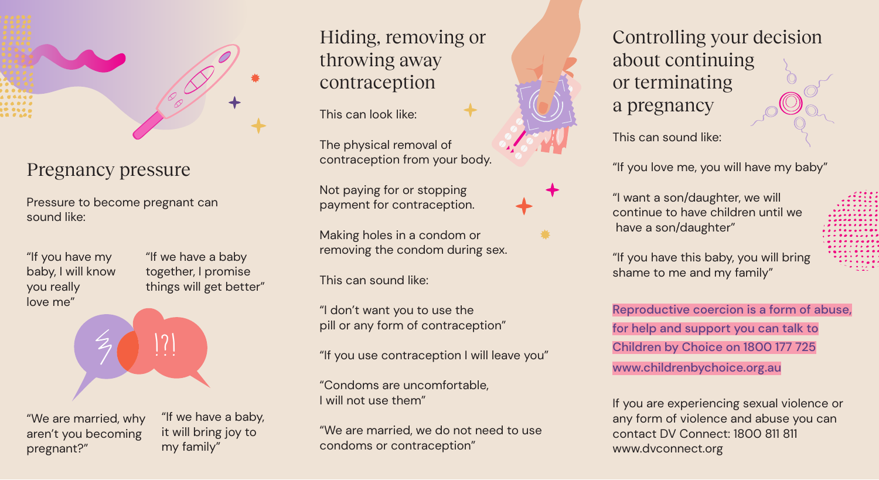## Pregnancy pressure

Pressure to become pregnant can sound like:

"If you have my baby, I will know you really love me"

"If we have a baby together, I promise things will get better"

"We are married, why aren't you becoming pregnant?"

"If we have a baby, it will bring joy to my family"

## Hiding, removing or throwing away contraception

This can look like:

The physical removal of contraception from your body.

Not paying for or stopping payment for contraception.

Making holes in a condom or removing the condom during sex.

This can sound like:

"I don't want you to use the pill or any form of contraception"

"If you use contraception I will leave you"

"Condoms are uncomfortable, I will not use them"

"We are married, we do not need to use condoms or contraception"

## Controlling your decision about continuing or terminating a pregnancy

This can sound like:

"If you love me, you will have my baby"

"I want a son/daughter, we will continue to have children until we have a son/daughter"

"If you have this baby, you will bring shame to me and my family"

**Reproductive coercion is a form of abuse, for help and support you can talk to Children by Choice on 1800 177 725 www.childrenbychoice.org.au**

If you are experiencing sexual violence or any form of violence and abuse you can contact DV Connect: 1800 811 811 www.dvconnect.org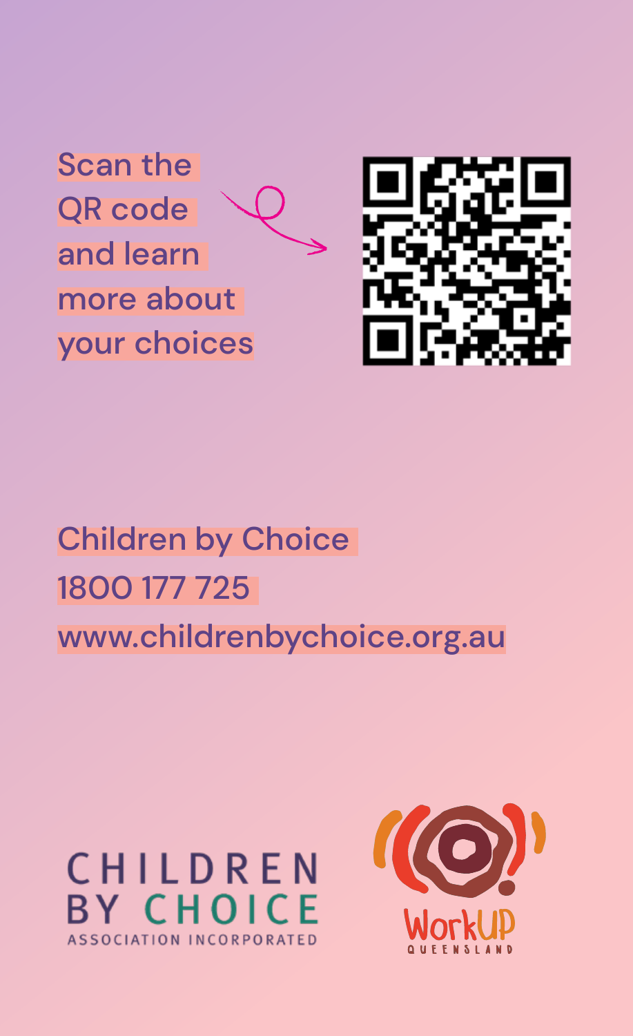Scan the QR code and learn more about your choices

Children by Choice
1800 177 725
www.childrenbychoice.org.au

CHILDREN BY CHOICE
ASSOCIATION INCORPORATED

WorkUP
QUEENSLAND